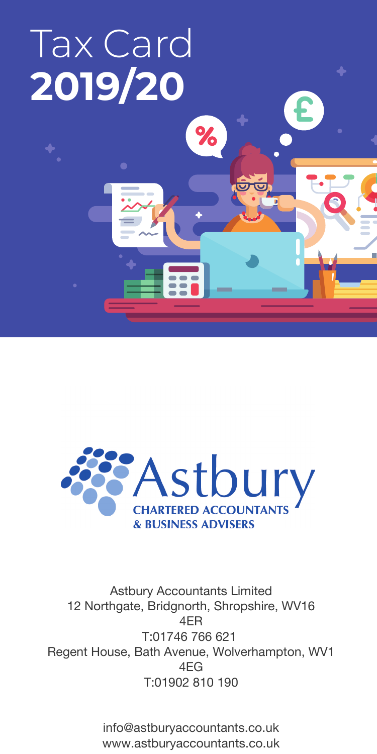# Tax Card
# **2019/20**

Astbury
CHARTERED ACCOUNTANTS
& BUSINESS ADVISERS

Astbury Accountants Limited
12 Northgate, Bridgnorth, Shropshire, WV16 4ER
T:01746 766 621
Regent House, Bath Avenue, Wolverhampton, WV1 4EG
T:01902 810 190

info@astburyaccountants.co.uk
www.astburyaccountants.co.uk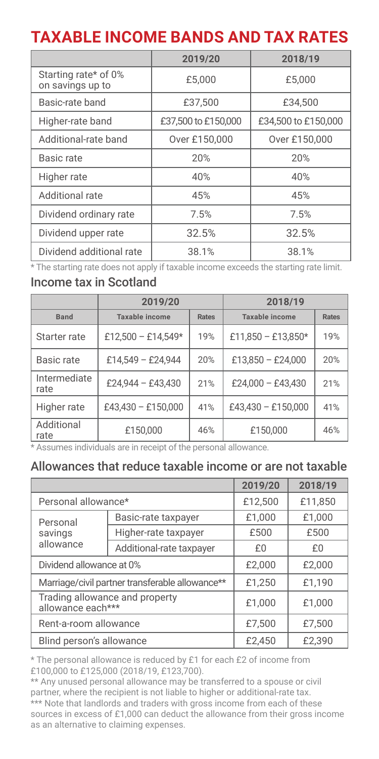# TAXABLE INCOME BANDS AND TAX RATES

| | 2019/20 | 2018/19 |
|---|---|---|
| Starting rate* of 0% on savings up to | £5,000 | £5,000 |
| Basic-rate band | £37,500 | £34,500 |
| Higher-rate band | £37,500 to £150,000 | £34,500 to £150,000 |
| Additional-rate band | Over £150,000 | Over £150,000 |
| Basic rate | 20% | 20% |
| Higher rate | 40% | 40% |
| Additional rate | 45% | 45% |
| Dividend ordinary rate | 7.5% | 7.5% |
| Dividend upper rate | 32.5% | 32.5% |
| Dividend additional rate | 38.1% | 38.1% |

* The starting rate does not apply if taxable income exceeds the starting rate limit.

## Income tax in Scotland

| | 2019/20 | | 2018/19 | |
|---|---|---|---|---|
| **Band** | **Taxable income** | **Rates** | **Taxable income** | **Rates** |
| Starter rate | £12,500 – £14,549* | 19% | £11,850 – £13,850* | 19% |
| Basic rate | £14,549 – £24,944 | 20% | £13,850 – £24,000 | 20% |
| Intermediate rate | £24,944 – £43,430 | 21% | £24,000 – £43,430 | 21% |
| Higher rate | £43,430 – £150,000 | 41% | £43,430 – £150,000 | 41% |
| Additional rate | £150,000 | 46% | £150,000 | 46% |

* Assumes individuals are in receipt of the personal allowance.

## Allowances that reduce taxable income or are not taxable

| | | 2019/20 | 2018/19 |
|---|---|---|---|
| Personal allowance* | | £12,500 | £11,850 |
| Personal savings allowance | Basic-rate taxpayer | £1,000 | £1,000 |
| | Higher-rate taxpayer | £500 | £500 |
| | Additional-rate taxpayer | £0 | £0 |
| Dividend allowance at 0% | | £2,000 | £2,000 |
| Marriage/civil partner transferable allowance** | | £1,250 | £1,190 |
| Trading allowance and property allowance each*** | | £1,000 | £1,000 |
| Rent-a-room allowance | | £7,500 | £7,500 |
| Blind person's allowance | | £2,450 | £2,390 |

* The personal allowance is reduced by £1 for each £2 of income from £100,000 to £125,000 (2018/19, £123,700).

** Any unused personal allowance may be transferred to a spouse or civil partner, where the recipient is not liable to higher or additional-rate tax.

*** Note that landlords and traders with gross income from each of these sources in excess of £1,000 can deduct the allowance from their gross income as an alternative to claiming expenses.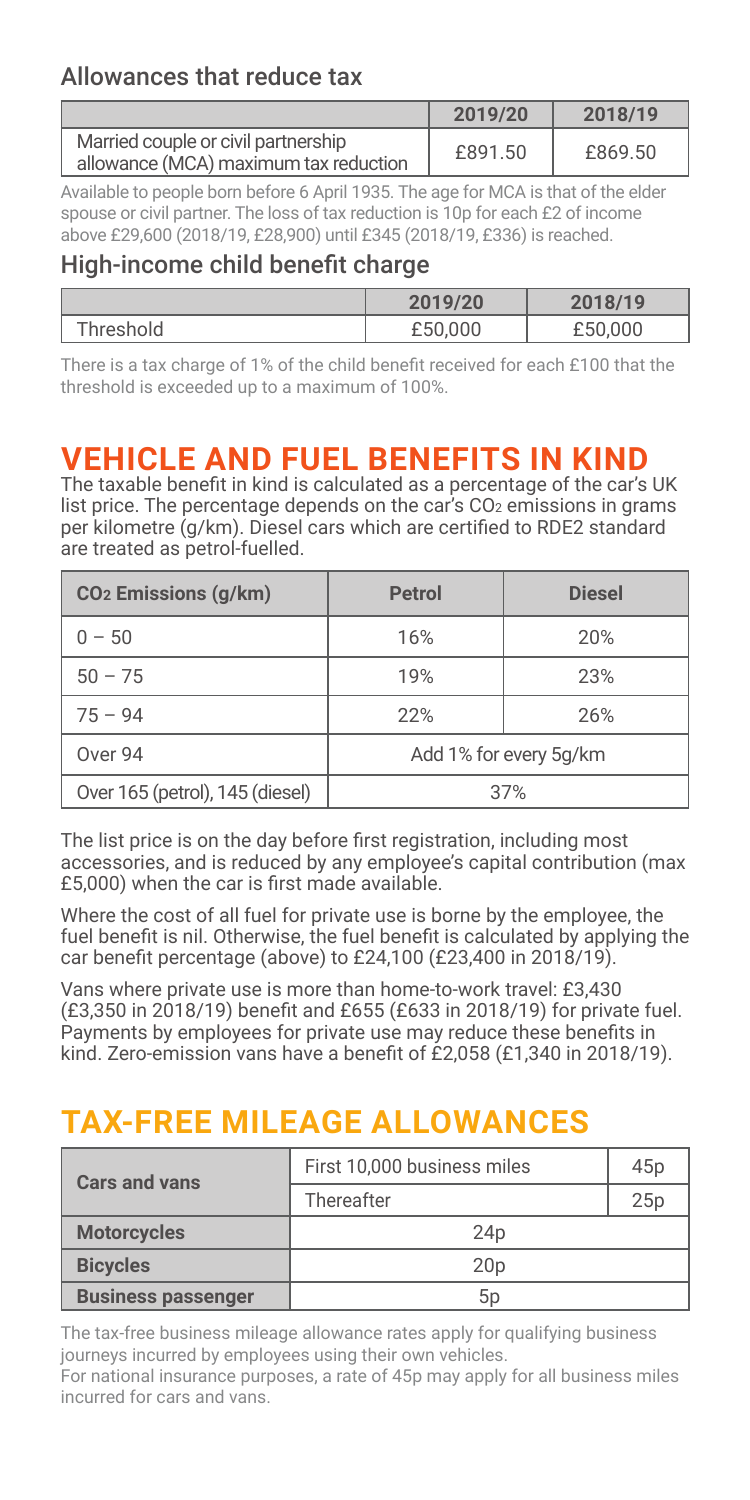## Allowances that reduce tax

| | 2019/20 | 2018/19 |
|---|---|---|
| Married couple or civil partnership allowance (MCA) maximum tax reduction | £891.50 | £869.50 |

Available to people born before 6 April 1935. The age for MCA is that of the elder spouse or civil partner. The loss of tax reduction is 10p for each £2 of income above £29,600 (2018/19, £28,900) until £345 (2018/19, £336) is reached.

## High-income child benefit charge

| | 2019/20 | 2018/19 |
|---|---|---|
| Threshold | £50,000 | £50,000 |

There is a tax charge of 1% of the child benefit received for each £100 that the threshold is exceeded up to a maximum of 100%.

# VEHICLE AND FUEL BENEFITS IN KIND

The taxable benefit in kind is calculated as a percentage of the car's UK list price. The percentage depends on the car's $CO_2$ emissions in grams per kilometre (g/km). Diesel cars which are certified to RDE2 standard are treated as petrol-fuelled.

| $CO_2$ Emissions (g/km) | Petrol | Diesel |
|---|---|---|
| 0 – 50 | 16% | 20% |
| 50 – 75 | 19% | 23% |
| 75 – 94 | 22% | 26% |
| Over 94 | Add 1% for every 5g/km | |
| Over 165 (petrol), 145 (diesel) | 37% | |

The list price is on the day before first registration, including most accessories, and is reduced by any employee's capital contribution (max £5,000) when the car is first made available.

Where the cost of all fuel for private use is borne by the employee, the fuel benefit is nil. Otherwise, the fuel benefit is calculated by applying the car benefit percentage (above) to £24,100 (£23,400 in 2018/19).

Vans where private use is more than home-to-work travel: £3,430 (£3,350 in 2018/19) benefit and £655 (£633 in 2018/19) for private fuel. Payments by employees for private use may reduce these benefits in kind. Zero-emission vans have a benefit of £2,058 (£1,340 in 2018/19).

# TAX-FREE MILEAGE ALLOWANCES

| | | |
|---|---|---|
| **Cars and vans** | First 10,000 business miles | 45p |
| | Thereafter | 25p |
| **Motorcycles** | 24p | |
| **Bicycles** | 20p | |
| **Business passenger** | 5p | |

The tax-free business mileage allowance rates apply for qualifying business journeys incurred by employees using their own vehicles.
For national insurance purposes, a rate of 45p may apply for all business miles incurred for cars and vans.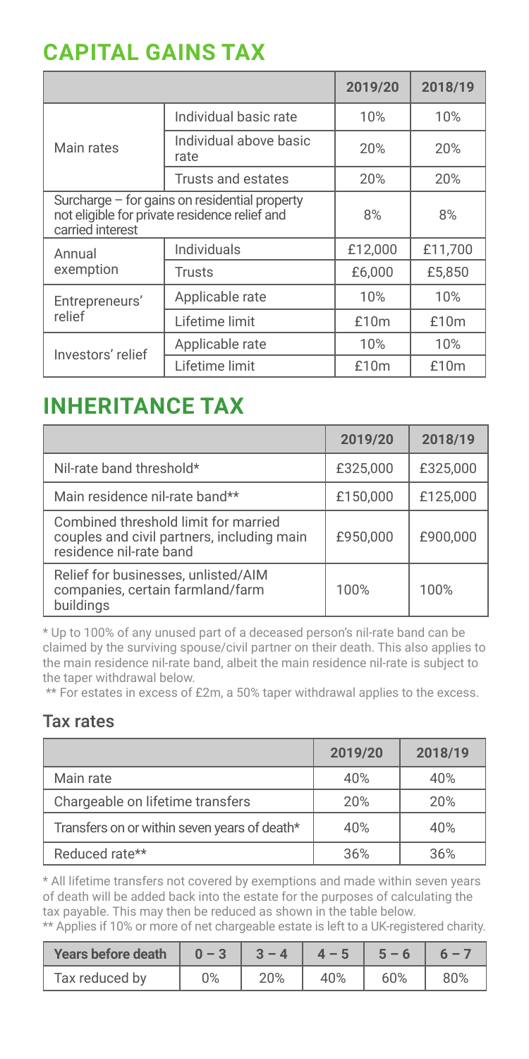# CAPITAL GAINS TAX

| | | 2019/20 | 2018/19 |
|---|---|---|---|
| Main rates | Individual basic rate | 10% | 10% |
| | Individual above basic rate | 20% | 20% |
| | Trusts and estates | 20% | 20% |
| Surcharge – for gains on residential property not eligible for private residence relief and carried interest | | 8% | 8% |
| Annual exemption | Individuals | £12,000 | £11,700 |
| | Trusts | £6,000 | £5,850 |
| Entrepreneurs' relief | Applicable rate | 10% | 10% |
| | Lifetime limit | £10m | £10m |
| Investors' relief | Applicable rate | 10% | 10% |
| | Lifetime limit | £10m | £10m |

# INHERITANCE TAX

| | 2019/20 | 2018/19 |
|---|---|---|
| Nil-rate band threshold* | £325,000 | £325,000 |
| Main residence nil-rate band** | £150,000 | £125,000 |
| Combined threshold limit for married couples and civil partners, including main residence nil-rate band | £950,000 | £900,000 |
| Relief for businesses, unlisted/AIM companies, certain farmland/farm buildings | 100% | 100% |

\* Up to 100% of any unused part of a deceased person's nil-rate band can be claimed by the surviving spouse/civil partner on their death. This also applies to the main residence nil-rate band, albeit the main residence nil-rate is subject to the taper withdrawal below.

\*\* For estates in excess of £2m, a 50% taper withdrawal applies to the excess.

## Tax rates

| | 2019/20 | 2018/19 |
|---|---|---|
| Main rate | 40% | 40% |
| Chargeable on lifetime transfers | 20% | 20% |
| Transfers on or within seven years of death* | 40% | 40% |
| Reduced rate** | 36% | 36% |

\* All lifetime transfers not covered by exemptions and made within seven years of death will be added back into the estate for the purposes of calculating the tax payable. This may then be reduced as shown in the table below.

\*\* Applies if 10% or more of net chargeable estate is left to a UK-registered charity.

| Years before death | 0 – 3 | 3 – 4 | 4 – 5 | 5 – 6 | 6 – 7 |
|---|---|---|---|---|---|
| Tax reduced by | 0% | 20% | 40% | 60% | 80% |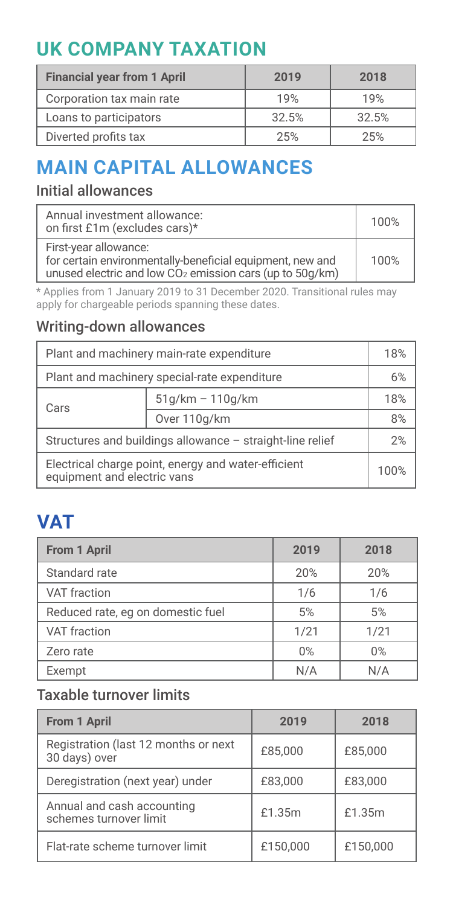# UK COMPANY TAXATION

| Financial year from 1 April | 2019 | 2018 |
|---|---|---|
| Corporation tax main rate | 19% | 19% |
| Loans to participators | 32.5% | 32.5% |
| Diverted profits tax | 25% | 25% |

# MAIN CAPITAL ALLOWANCES

## Initial allowances

| | |
|---|---|
| Annual investment allowance: on first £1m (excludes cars)* | 100% |
| First-year allowance: for certain environmentally-beneficial equipment, new and unused electric and low $CO_2$ emission cars (up to 50g/km) | 100% |

\* Applies from 1 January 2019 to 31 December 2020. Transitional rules may apply for chargeable periods spanning these dates.

## Writing-down allowances

| | | |
|---|---|---|
| Plant and machinery main-rate expenditure | | 18% |
| Plant and machinery special-rate expenditure | | 6% |
| Cars | 51g/km – 110g/km | 18% |
| | Over 110g/km | 8% |
| Structures and buildings allowance – straight-line relief | | 2% |
| Electrical charge point, energy and water-efficient equipment and electric vans | | 100% |

# VAT

| From 1 April | 2019 | 2018 |
|---|---|---|
| Standard rate | 20% | 20% |
| VAT fraction | 1/6 | 1/6 |
| Reduced rate, eg on domestic fuel | 5% | 5% |
| VAT fraction | 1/21 | 1/21 |
| Zero rate | 0% | 0% |
| Exempt | N/A | N/A |

## Taxable turnover limits

| From 1 April | 2019 | 2018 |
|---|---|---|
| Registration (last 12 months or next 30 days) over | £85,000 | £85,000 |
| Deregistration (next year) under | £83,000 | £83,000 |
| Annual and cash accounting schemes turnover limit | £1.35m | £1.35m |
| Flat-rate scheme turnover limit | £150,000 | £150,000 |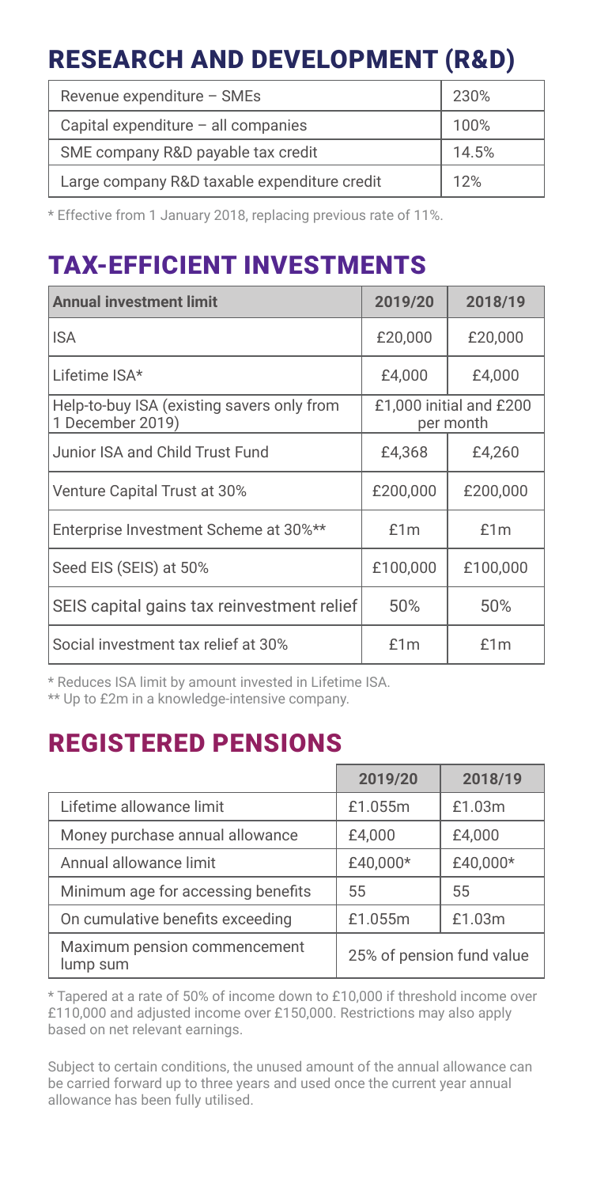## RESEARCH AND DEVELOPMENT (R&D)

| | |
|---|---|
| Revenue expenditure – SMEs | 230% |
| Capital expenditure – all companies | 100% |
| SME company R&D payable tax credit | 14.5% |
| Large company R&D taxable expenditure credit | 12% |

* Effective from 1 January 2018, replacing previous rate of 11%.

## TAX-EFFICIENT INVESTMENTS

| Annual investment limit | 2019/20 | 2018/19 |
|---|---|---|
| ISA | £20,000 | £20,000 |
| Lifetime ISA* | £4,000 | £4,000 |
| Help-to-buy ISA (existing savers only from 1 December 2019) | £1,000 initial and £200 per month | |
| Junior ISA and Child Trust Fund | £4,368 | £4,260 |
| Venture Capital Trust at 30% | £200,000 | £200,000 |
| Enterprise Investment Scheme at 30%** | £1m | £1m |
| Seed EIS (SEIS) at 50% | £100,000 | £100,000 |
| SEIS capital gains tax reinvestment relief | 50% | 50% |
| Social investment tax relief at 30% | £1m | £1m |

* Reduces ISA limit by amount invested in Lifetime ISA.
** Up to £2m in a knowledge-intensive company.

## REGISTERED PENSIONS

| | 2019/20 | 2018/19 |
|---|---|---|
| Lifetime allowance limit | £1.055m | £1.03m |
| Money purchase annual allowance | £4,000 | £4,000 |
| Annual allowance limit | £40,000* | £40,000* |
| Minimum age for accessing benefits | 55 | 55 |
| On cumulative benefits exceeding | £1.055m | £1.03m |
| Maximum pension commencement lump sum | 25% of pension fund value | |

* Tapered at a rate of 50% of income down to £10,000 if threshold income over £110,000 and adjusted income over £150,000. Restrictions may also apply based on net relevant earnings.

Subject to certain conditions, the unused amount of the annual allowance can be carried forward up to three years and used once the current year annual allowance has been fully utilised.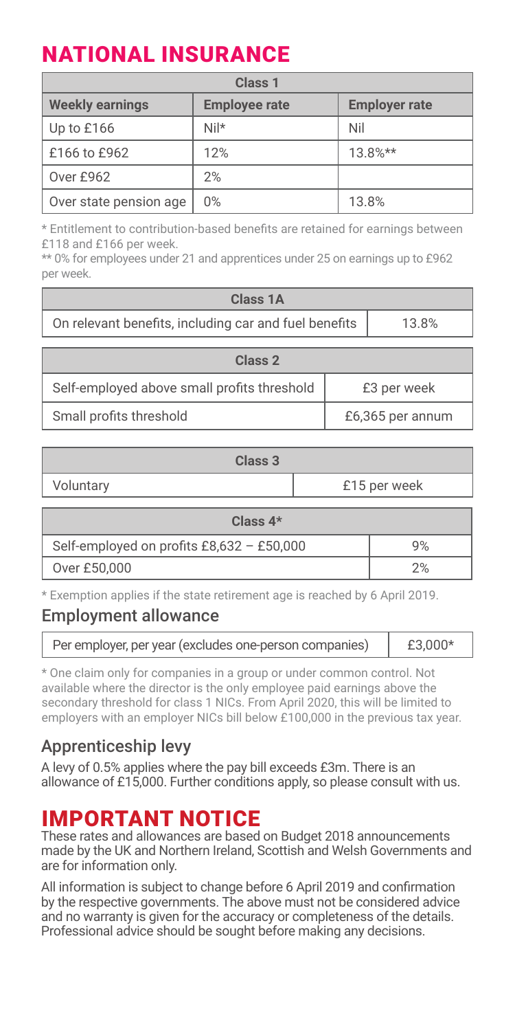# NATIONAL INSURANCE

| Class 1 | | |
|---|---|---|
| **Weekly earnings** | **Employee rate** | **Employer rate** |
| Up to £166 | Nil* | Nil |
| £166 to £962 | 12% | 13.8%** |
| Over £962 | 2% | |
| Over state pension age | 0% | 13.8% |

\* Entitlement to contribution-based benefits are retained for earnings between £118 and £166 per week.

\** 0% for employees under 21 and apprentices under 25 on earnings up to £962 per week.

| Class 1A | |
|---|---|
| On relevant benefits, including car and fuel benefits | 13.8% |

| Class 2 | |
|---|---|
| Self-employed above small profits threshold | £3 per week |
| Small profits threshold | £6,365 per annum |

| Class 3 | |
|---|---|
| Voluntary | £15 per week |

| Class 4* | |
|---|---|
| Self-employed on profits £8,632 – £50,000 | 9% |
| Over £50,000 | 2% |

\* Exemption applies if the state retirement age is reached by 6 April 2019.

## Employment allowance

| Per employer, per year (excludes one-person companies) | £3,000* |
|---|---|

\* One claim only for companies in a group or under common control. Not available where the director is the only employee paid earnings above the secondary threshold for class 1 NICs. From April 2020, this will be limited to employers with an employer NICs bill below £100,000 in the previous tax year.

## Apprenticeship levy

A levy of 0.5% applies where the pay bill exceeds £3m. There is an allowance of £15,000. Further conditions apply, so please consult with us.

# IMPORTANT NOTICE

These rates and allowances are based on Budget 2018 announcements made by the UK and Northern Ireland, Scottish and Welsh Governments and are for information only.

All information is subject to change before 6 April 2019 and confirmation by the respective governments. The above must not be considered advice and no warranty is given for the accuracy or completeness of the details. Professional advice should be sought before making any decisions.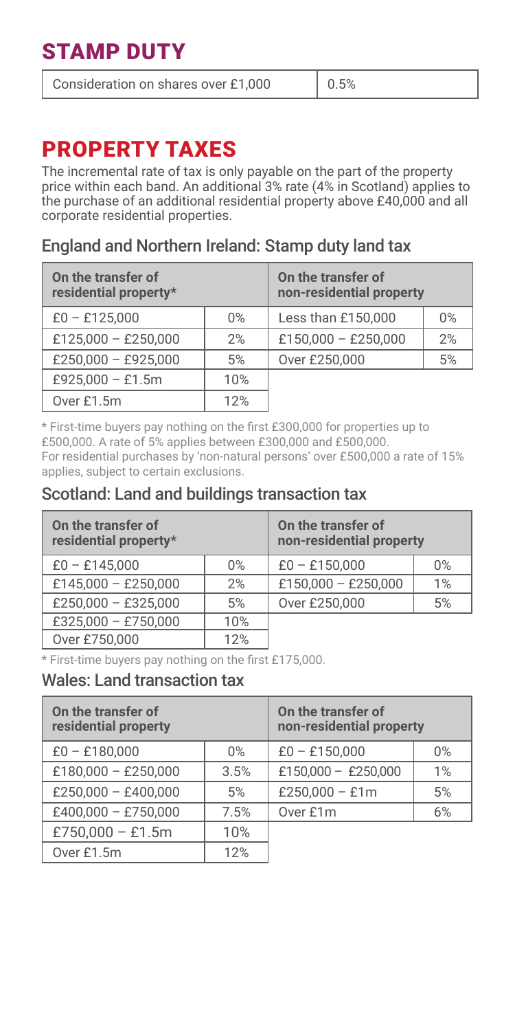# STAMP DUTY

| | |
|---|---|
| Consideration on shares over £1,000 | 0.5% |

# PROPERTY TAXES

The incremental rate of tax is only payable on the part of the property price within each band. An additional 3% rate (4% in Scotland) applies to the purchase of an additional residential property above £40,000 and all corporate residential properties.

## England and Northern Ireland: Stamp duty land tax

| On the transfer of residential property* | | On the transfer of non-residential property | |
|---|---|---|---|
| £0 – £125,000 | 0% | Less than £150,000 | 0% |
| £125,000 – £250,000 | 2% | £150,000 – £250,000 | 2% |
| £250,000 – £925,000 | 5% | Over £250,000 | 5% |
| £925,000 – £1.5m | 10% | | |
| Over £1.5m | 12% | | |

* First-time buyers pay nothing on the first £300,000 for properties up to £500,000. A rate of 5% applies between £300,000 and £500,000.
For residential purchases by 'non-natural persons' over £500,000 a rate of 15% applies, subject to certain exclusions.

## Scotland: Land and buildings transaction tax

| On the transfer of residential property* | | On the transfer of non-residential property | |
|---|---|---|---|
| £0 – £145,000 | 0% | £0 – £150,000 | 0% |
| £145,000 – £250,000 | 2% | £150,000 – £250,000 | 1% |
| £250,000 – £325,000 | 5% | Over £250,000 | 5% |
| £325,000 – £750,000 | 10% | | |
| Over £750,000 | 12% | | |

* First-time buyers pay nothing on the first £175,000.

## Wales: Land transaction tax

| On the transfer of residential property | | On the transfer of non-residential property | |
|---|---|---|---|
| £0 – £180,000 | 0% | £0 – £150,000 | 0% |
| £180,000 – £250,000 | 3.5% | £150,000 – £250,000 | 1% |
| £250,000 – £400,000 | 5% | £250,000 – £1m | 5% |
| £400,000 – £750,000 | 7.5% | Over £1m | 6% |
| £750,000 – £1.5m | 10% | | |
| Over £1.5m | 12% | | |